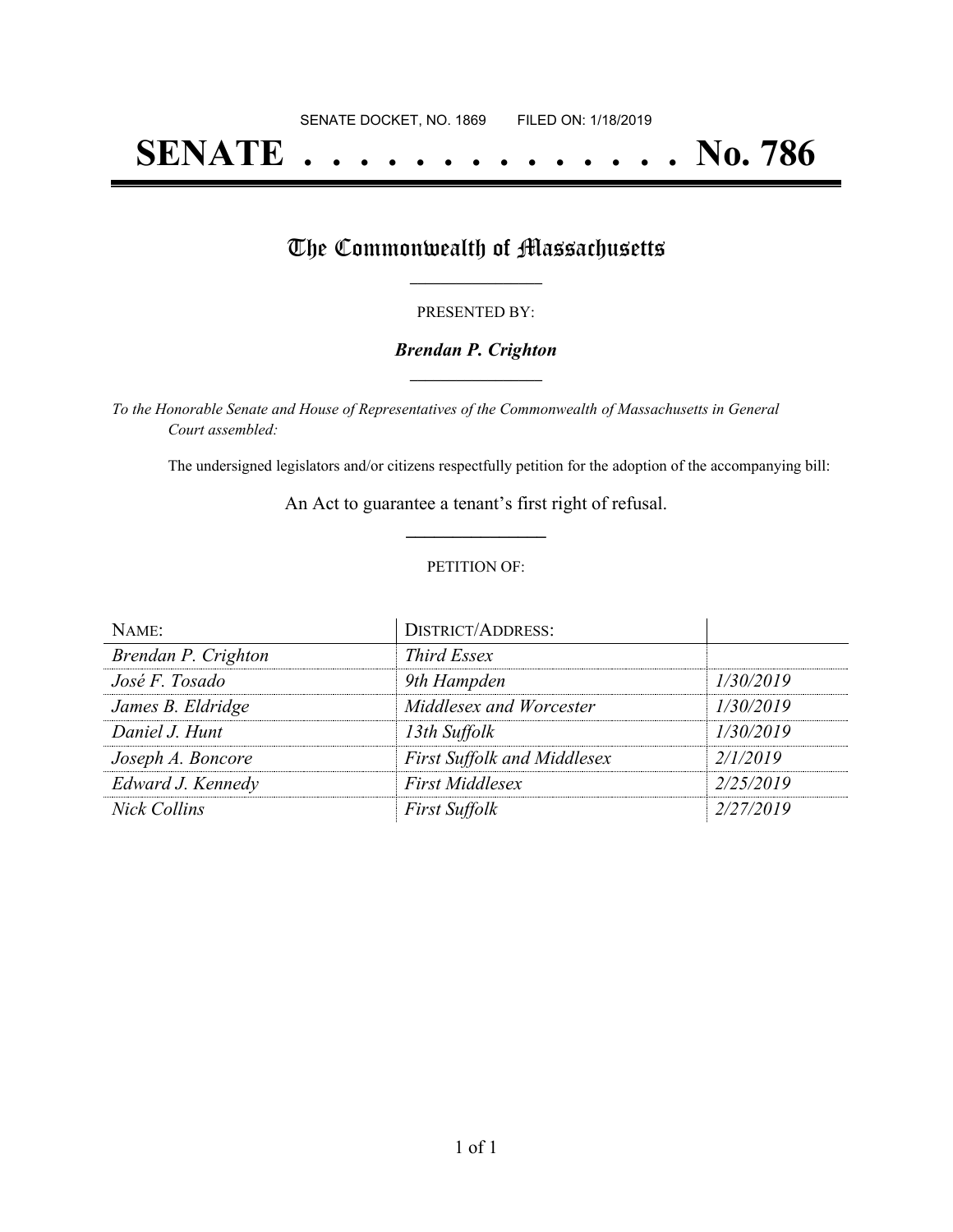SENATE DOCKET, NO. 1869        FILED ON: 1/18/2019

# SENATE . . . . . . . . . . . . . . No. 786

## The Commonwealth of Massachusetts

PRESENTED BY:

***Brendan P. Crighton***

*To the Honorable Senate and House of Representatives of the Commonwealth of Massachusetts in General Court assembled:*

The undersigned legislators and/or citizens respectfully petition for the adoption of the accompanying bill:

An Act to guarantee a tenant's first right of refusal.

PETITION OF:

| NAME: | DISTRICT/ADDRESS: | |
|---|---|---|
| *Brendan P. Crighton* | *Third Essex* | |
| *José F. Tosado* | *9th Hampden* | *1/30/2019* |
| *James B. Eldridge* | *Middlesex and Worcester* | *1/30/2019* |
| *Daniel J. Hunt* | *13th Suffolk* | *1/30/2019* |
| *Joseph A. Boncore* | *First Suffolk and Middlesex* | *2/1/2019* |
| *Edward J. Kennedy* | *First Middlesex* | *2/25/2019* |
| *Nick Collins* | *First Suffolk* | *2/27/2019* |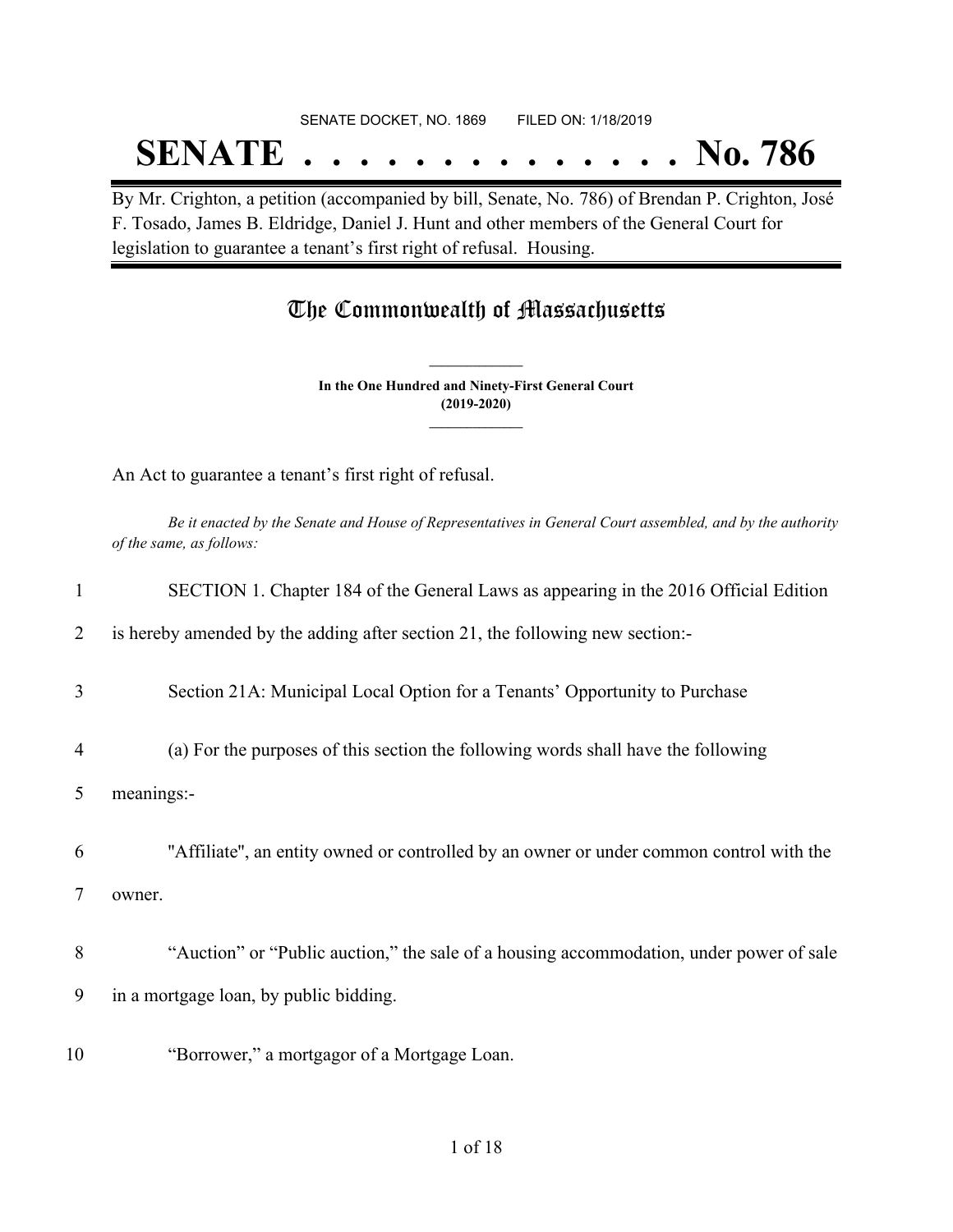SENATE DOCKET, NO. 1869 FILED ON: 1/18/2019

# SENATE . . . . . . . . . . . . . . No. 786

By Mr. Crighton, a petition (accompanied by bill, Senate, No. 786) of Brendan P. Crighton, José F. Tosado, James B. Eldridge, Daniel J. Hunt and other members of the General Court for legislation to guarantee a tenant's first right of refusal. Housing.

## The Commonwealth of Massachusetts

**In the One Hundred and Ninety-First General Court**
**(2019-2020)**

An Act to guarantee a tenant's first right of refusal.

*Be it enacted by the Senate and House of Representatives in General Court assembled, and by the authority of the same, as follows:*

1 SECTION 1. Chapter 184 of the General Laws as appearing in the 2016 Official Edition
2 is hereby amended by the adding after section 21, the following new section:-

3 Section 21A: Municipal Local Option for a Tenants' Opportunity to Purchase

4 (a) For the purposes of this section the following words shall have the following
5 meanings:-

6 "Affiliate", an entity owned or controlled by an owner or under common control with the
7 owner.

8 "Auction" or "Public auction," the sale of a housing accommodation, under power of sale
9 in a mortgage loan, by public bidding.

10 "Borrower," a mortgagor of a Mortgage Loan.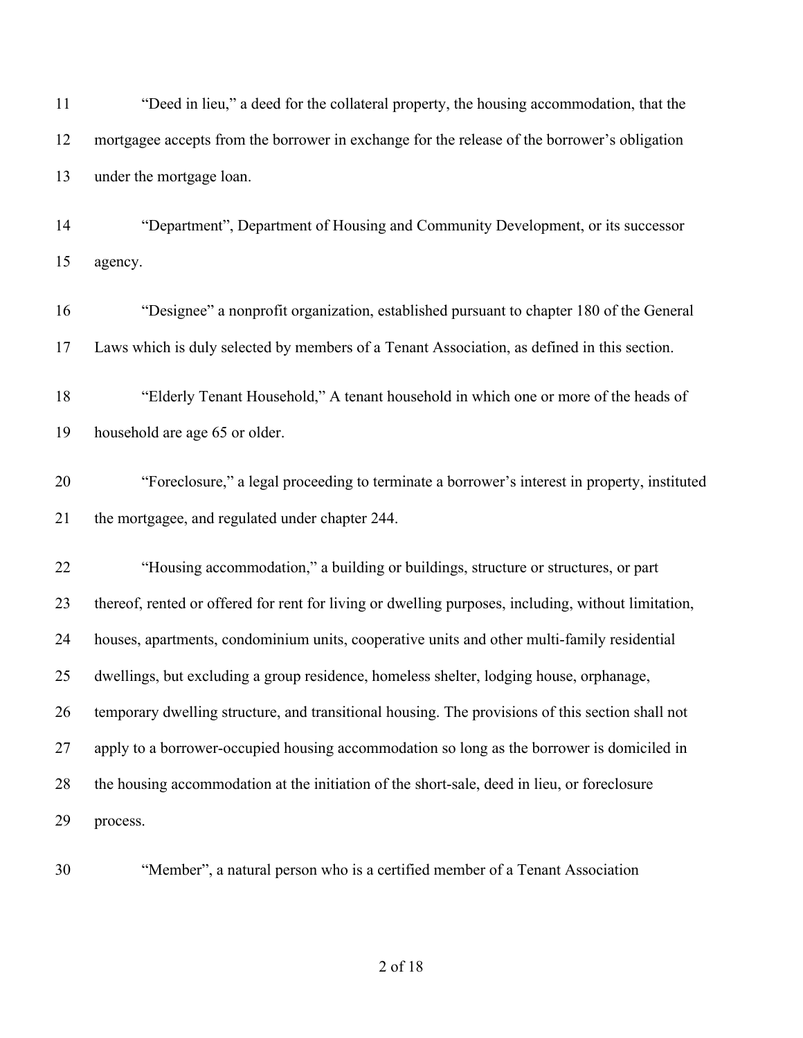"Deed in lieu," a deed for the collateral property, the housing accommodation, that the mortgagee accepts from the borrower in exchange for the release of the borrower's obligation under the mortgage loan.

"Department", Department of Housing and Community Development, or its successor agency.

"Designee" a nonprofit organization, established pursuant to chapter 180 of the General Laws which is duly selected by members of a Tenant Association, as defined in this section.

"Elderly Tenant Household," A tenant household in which one or more of the heads of household are age 65 or older.

"Foreclosure," a legal proceeding to terminate a borrower's interest in property, instituted the mortgagee, and regulated under chapter 244.

"Housing accommodation," a building or buildings, structure or structures, or part thereof, rented or offered for rent for living or dwelling purposes, including, without limitation, houses, apartments, condominium units, cooperative units and other multi-family residential dwellings, but excluding a group residence, homeless shelter, lodging house, orphanage, temporary dwelling structure, and transitional housing. The provisions of this section shall not apply to a borrower-occupied housing accommodation so long as the borrower is domiciled in the housing accommodation at the initiation of the short-sale, deed in lieu, or foreclosure process.

"Member", a natural person who is a certified member of a Tenant Association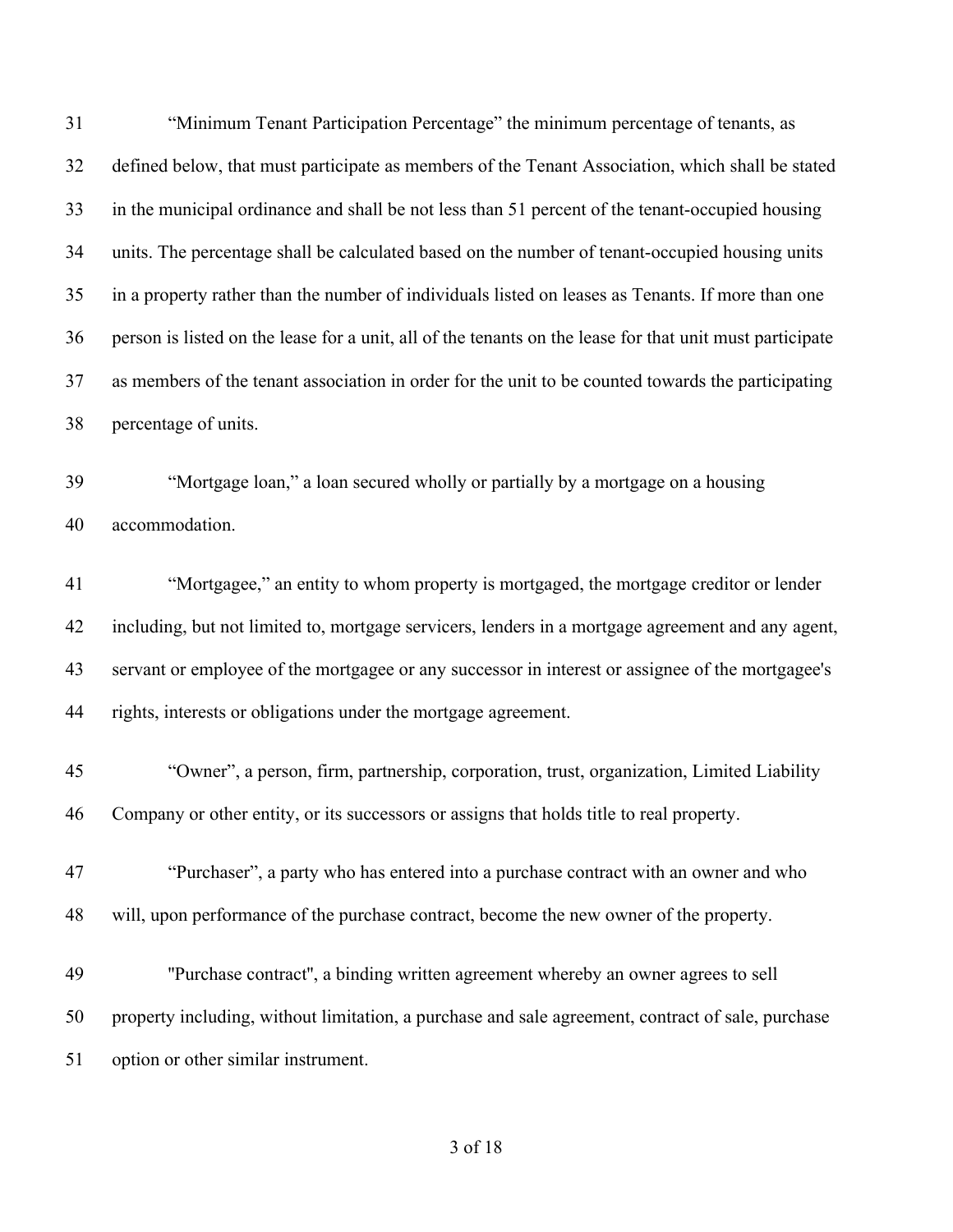"Minimum Tenant Participation Percentage" the minimum percentage of tenants, as defined below, that must participate as members of the Tenant Association, which shall be stated in the municipal ordinance and shall be not less than 51 percent of the tenant-occupied housing units. The percentage shall be calculated based on the number of tenant-occupied housing units in a property rather than the number of individuals listed on leases as Tenants. If more than one person is listed on the lease for a unit, all of the tenants on the lease for that unit must participate as members of the tenant association in order for the unit to be counted towards the participating percentage of units.

"Mortgage loan," a loan secured wholly or partially by a mortgage on a housing accommodation.

"Mortgagee," an entity to whom property is mortgaged, the mortgage creditor or lender including, but not limited to, mortgage servicers, lenders in a mortgage agreement and any agent, servant or employee of the mortgagee or any successor in interest or assignee of the mortgagee's rights, interests or obligations under the mortgage agreement.

"Owner", a person, firm, partnership, corporation, trust, organization, Limited Liability Company or other entity, or its successors or assigns that holds title to real property.

"Purchaser", a party who has entered into a purchase contract with an owner and who will, upon performance of the purchase contract, become the new owner of the property.

"Purchase contract", a binding written agreement whereby an owner agrees to sell property including, without limitation, a purchase and sale agreement, contract of sale, purchase option or other similar instrument.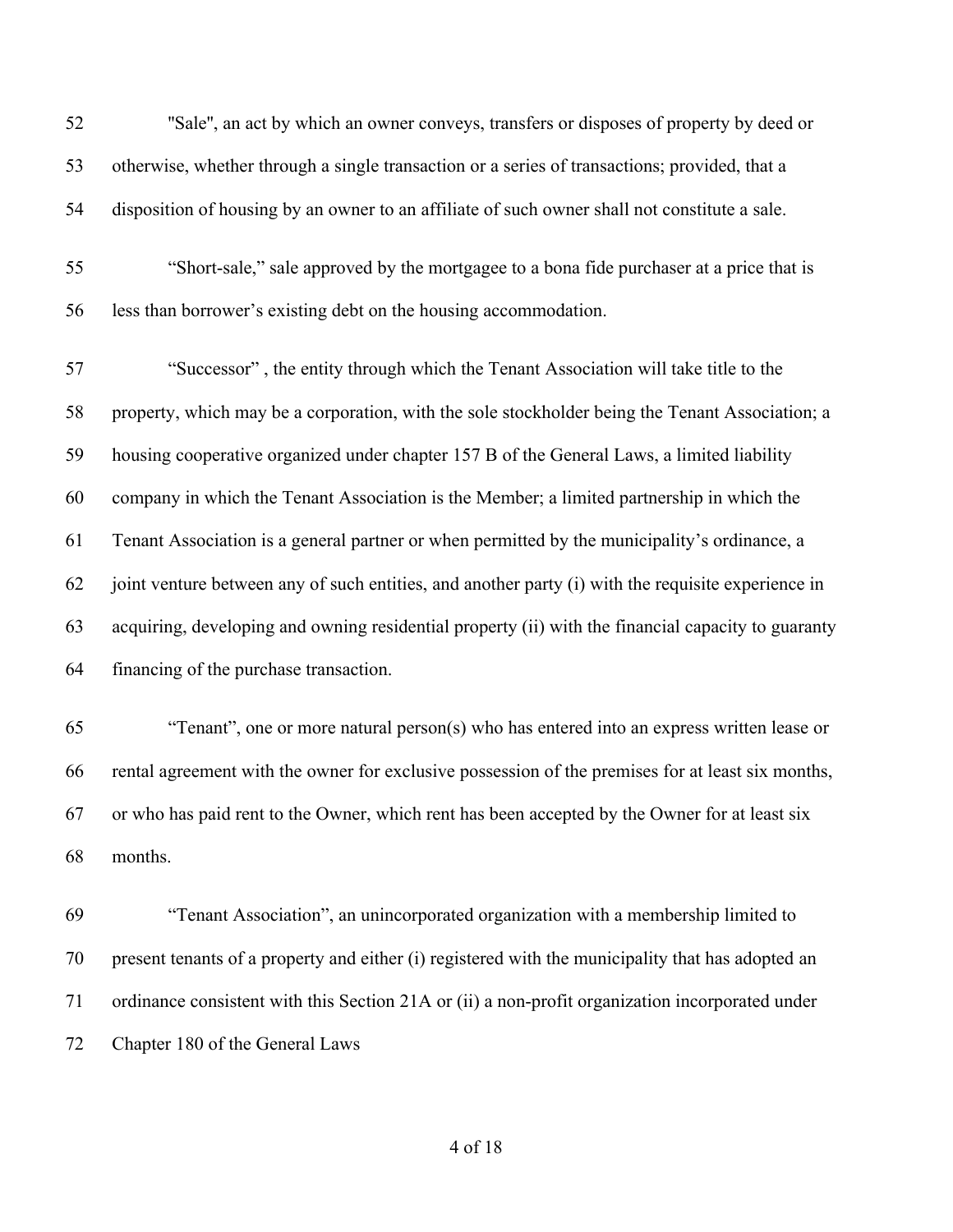"Sale", an act by which an owner conveys, transfers or disposes of property by deed or otherwise, whether through a single transaction or a series of transactions; provided, that a disposition of housing by an owner to an affiliate of such owner shall not constitute a sale.

"Short-sale," sale approved by the mortgagee to a bona fide purchaser at a price that is less than borrower's existing debt on the housing accommodation.

"Successor" , the entity through which the Tenant Association will take title to the property, which may be a corporation, with the sole stockholder being the Tenant Association; a housing cooperative organized under chapter 157 B of the General Laws, a limited liability company in which the Tenant Association is the Member; a limited partnership in which the Tenant Association is a general partner or when permitted by the municipality's ordinance, a joint venture between any of such entities, and another party (i) with the requisite experience in acquiring, developing and owning residential property (ii) with the financial capacity to guaranty financing of the purchase transaction.

"Tenant", one or more natural person(s) who has entered into an express written lease or rental agreement with the owner for exclusive possession of the premises for at least six months, or who has paid rent to the Owner, which rent has been accepted by the Owner for at least six months.

"Tenant Association", an unincorporated organization with a membership limited to present tenants of a property and either (i) registered with the municipality that has adopted an ordinance consistent with this Section 21A or (ii) a non-profit organization incorporated under Chapter 180 of the General Laws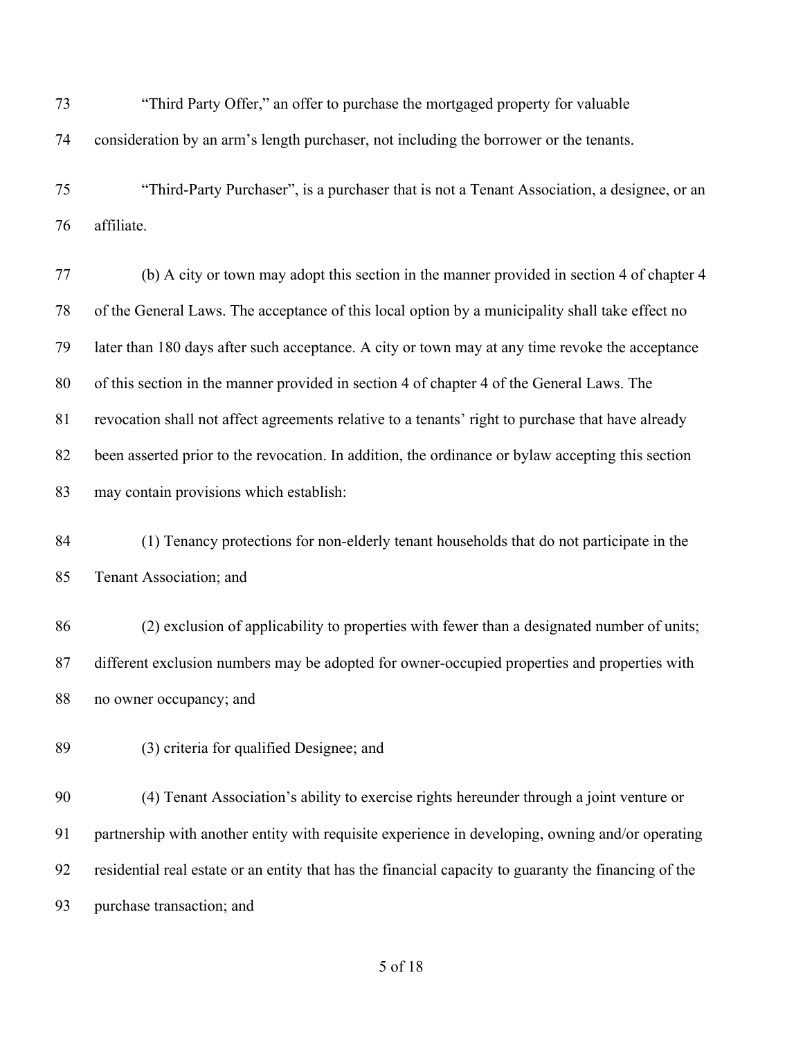"Third Party Offer," an offer to purchase the mortgaged property for valuable consideration by an arm's length purchaser, not including the borrower or the tenants.

"Third-Party Purchaser", is a purchaser that is not a Tenant Association, a designee, or an affiliate.

(b) A city or town may adopt this section in the manner provided in section 4 of chapter 4 of the General Laws. The acceptance of this local option by a municipality shall take effect no later than 180 days after such acceptance. A city or town may at any time revoke the acceptance of this section in the manner provided in section 4 of chapter 4 of the General Laws. The revocation shall not affect agreements relative to a tenants' right to purchase that have already been asserted prior to the revocation. In addition, the ordinance or bylaw accepting this section may contain provisions which establish:

(1) Tenancy protections for non-elderly tenant households that do not participate in the Tenant Association; and

(2) exclusion of applicability to properties with fewer than a designated number of units; different exclusion numbers may be adopted for owner-occupied properties and properties with no owner occupancy; and

(3) criteria for qualified Designee; and

(4) Tenant Association's ability to exercise rights hereunder through a joint venture or partnership with another entity with requisite experience in developing, owning and/or operating residential real estate or an entity that has the financial capacity to guaranty the financing of the purchase transaction; and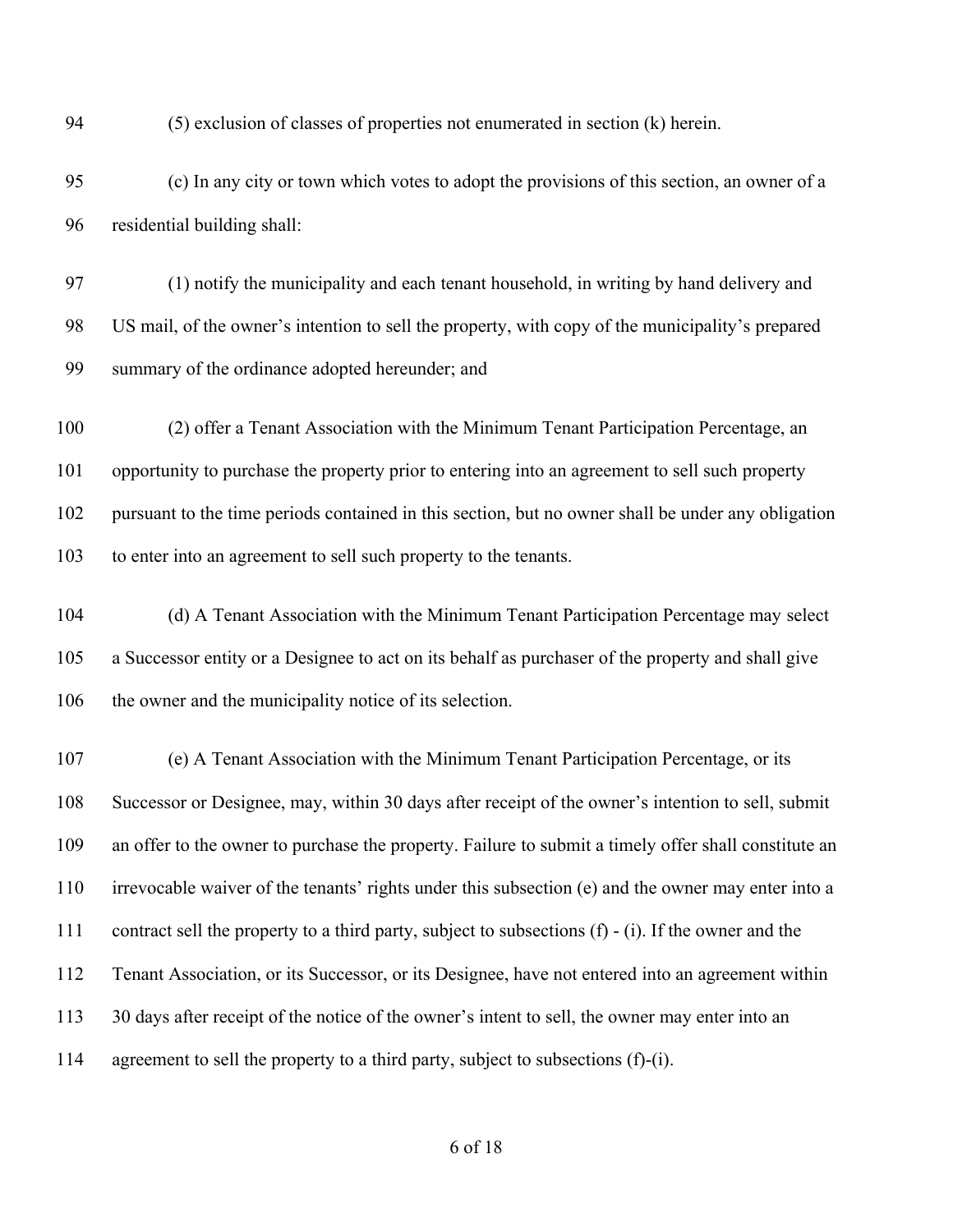(5) exclusion of classes of properties not enumerated in section (k) herein.

(c) In any city or town which votes to adopt the provisions of this section, an owner of a residential building shall:

(1) notify the municipality and each tenant household, in writing by hand delivery and US mail, of the owner's intention to sell the property, with copy of the municipality's prepared summary of the ordinance adopted hereunder; and

(2) offer a Tenant Association with the Minimum Tenant Participation Percentage, an opportunity to purchase the property prior to entering into an agreement to sell such property pursuant to the time periods contained in this section, but no owner shall be under any obligation to enter into an agreement to sell such property to the tenants.

(d) A Tenant Association with the Minimum Tenant Participation Percentage may select a Successor entity or a Designee to act on its behalf as purchaser of the property and shall give the owner and the municipality notice of its selection.

(e) A Tenant Association with the Minimum Tenant Participation Percentage, or its Successor or Designee, may, within 30 days after receipt of the owner's intention to sell, submit an offer to the owner to purchase the property. Failure to submit a timely offer shall constitute an irrevocable waiver of the tenants' rights under this subsection (e) and the owner may enter into a contract sell the property to a third party, subject to subsections (f) - (i). If the owner and the Tenant Association, or its Successor, or its Designee, have not entered into an agreement within 30 days after receipt of the notice of the owner's intent to sell, the owner may enter into an agreement to sell the property to a third party, subject to subsections (f)-(i).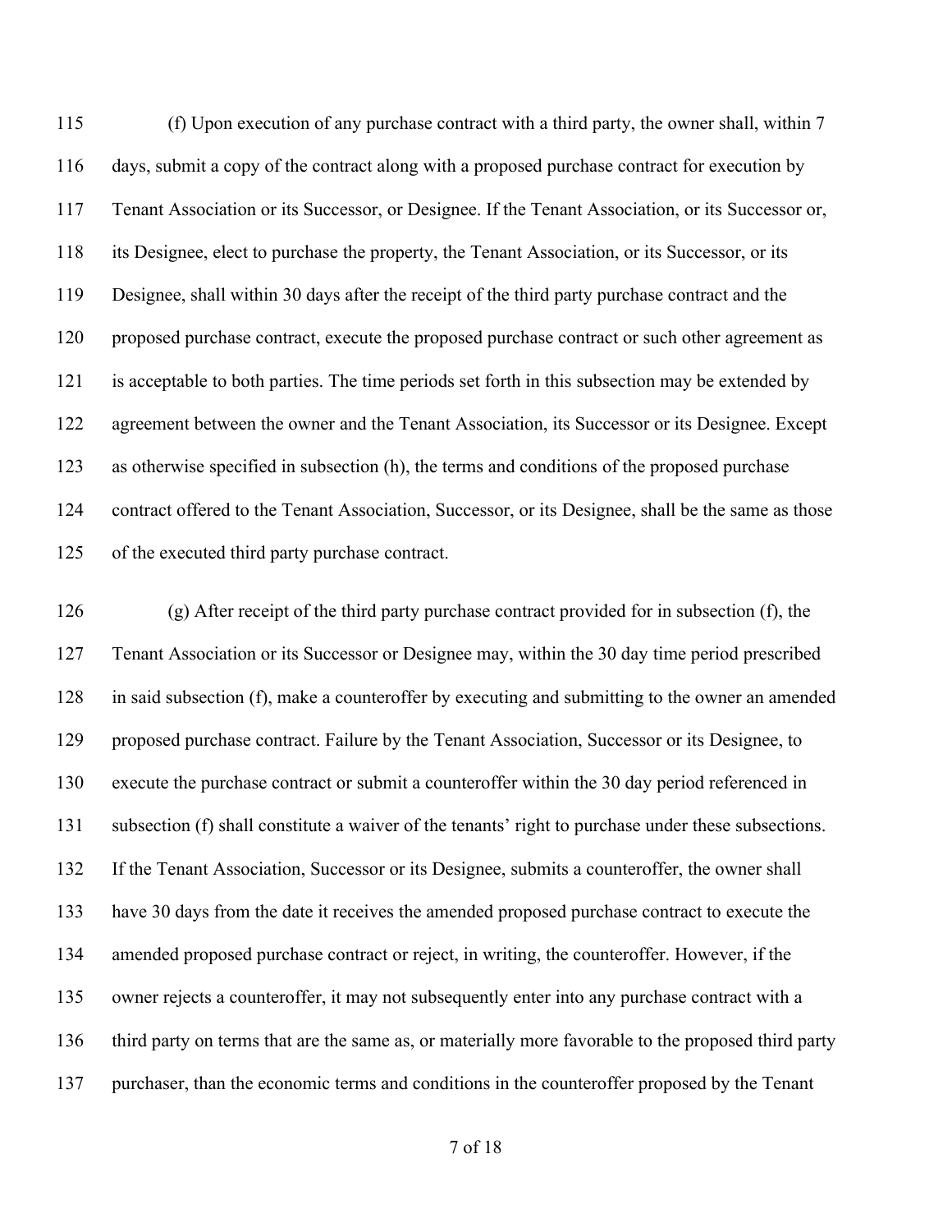(f) Upon execution of any purchase contract with a third party, the owner shall, within 7 days, submit a copy of the contract along with a proposed purchase contract for execution by Tenant Association or its Successor, or Designee. If the Tenant Association, or its Successor or, its Designee, elect to purchase the property, the Tenant Association, or its Successor, or its Designee, shall within 30 days after the receipt of the third party purchase contract and the proposed purchase contract, execute the proposed purchase contract or such other agreement as is acceptable to both parties. The time periods set forth in this subsection may be extended by agreement between the owner and the Tenant Association, its Successor or its Designee. Except as otherwise specified in subsection (h), the terms and conditions of the proposed purchase contract offered to the Tenant Association, Successor, or its Designee, shall be the same as those of the executed third party purchase contract.

(g) After receipt of the third party purchase contract provided for in subsection (f), the Tenant Association or its Successor or Designee may, within the 30 day time period prescribed in said subsection (f), make a counteroffer by executing and submitting to the owner an amended proposed purchase contract. Failure by the Tenant Association, Successor or its Designee, to execute the purchase contract or submit a counteroffer within the 30 day period referenced in subsection (f) shall constitute a waiver of the tenants' right to purchase under these subsections. If the Tenant Association, Successor or its Designee, submits a counteroffer, the owner shall have 30 days from the date it receives the amended proposed purchase contract to execute the amended proposed purchase contract or reject, in writing, the counteroffer. However, if the owner rejects a counteroffer, it may not subsequently enter into any purchase contract with a third party on terms that are the same as, or materially more favorable to the proposed third party purchaser, than the economic terms and conditions in the counteroffer proposed by the Tenant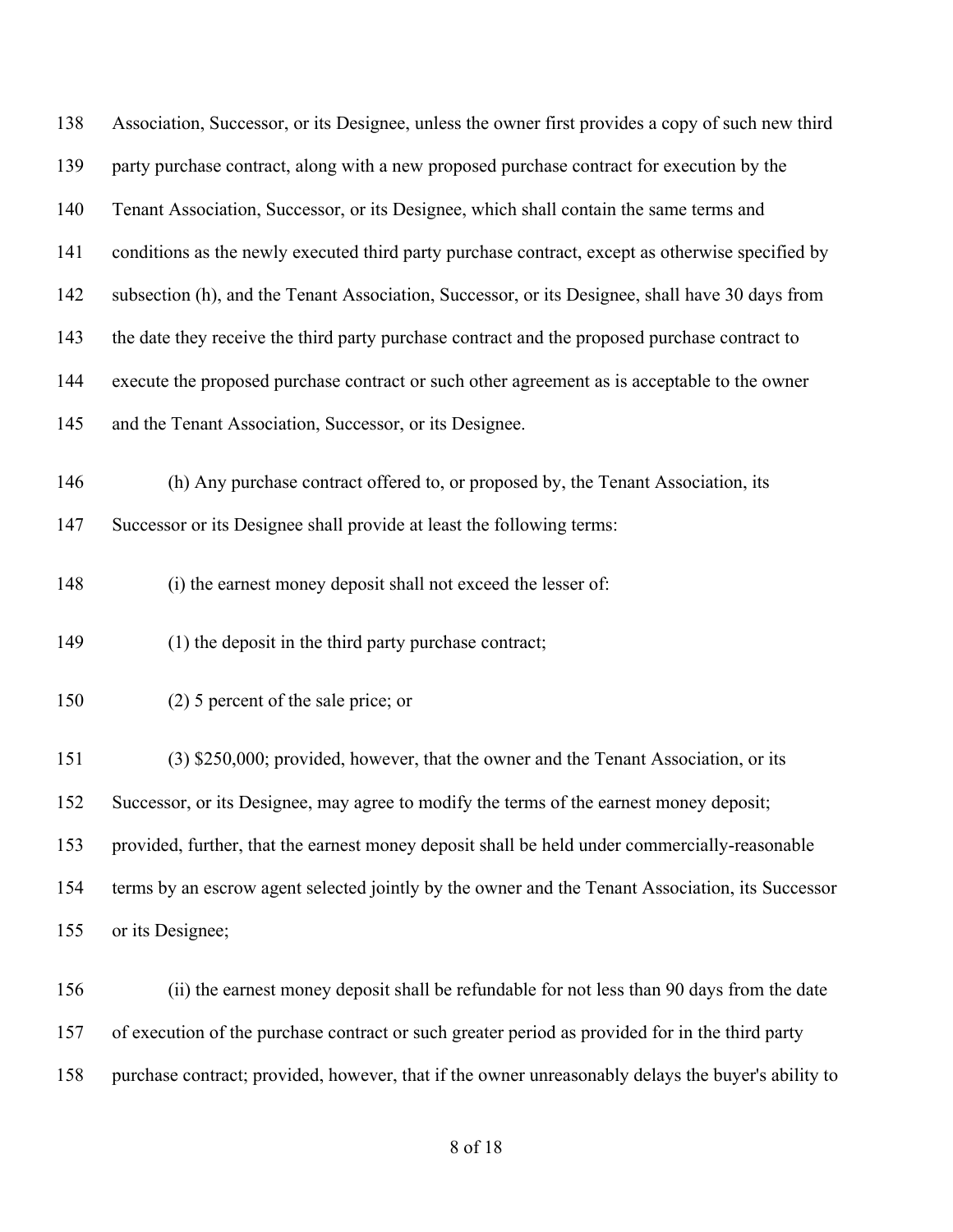Association, Successor, or its Designee, unless the owner first provides a copy of such new third party purchase contract, along with a new proposed purchase contract for execution by the Tenant Association, Successor, or its Designee, which shall contain the same terms and conditions as the newly executed third party purchase contract, except as otherwise specified by subsection (h), and the Tenant Association, Successor, or its Designee, shall have 30 days from the date they receive the third party purchase contract and the proposed purchase contract to execute the proposed purchase contract or such other agreement as is acceptable to the owner and the Tenant Association, Successor, or its Designee.

(h) Any purchase contract offered to, or proposed by, the Tenant Association, its Successor or its Designee shall provide at least the following terms:

(i) the earnest money deposit shall not exceed the lesser of:

(1) the deposit in the third party purchase contract;

(2) 5 percent of the sale price; or

(3) $250,000; provided, however, that the owner and the Tenant Association, or its Successor, or its Designee, may agree to modify the terms of the earnest money deposit; provided, further, that the earnest money deposit shall be held under commercially-reasonable terms by an escrow agent selected jointly by the owner and the Tenant Association, its Successor or its Designee;

(ii) the earnest money deposit shall be refundable for not less than 90 days from the date of execution of the purchase contract or such greater period as provided for in the third party purchase contract; provided, however, that if the owner unreasonably delays the buyer's ability to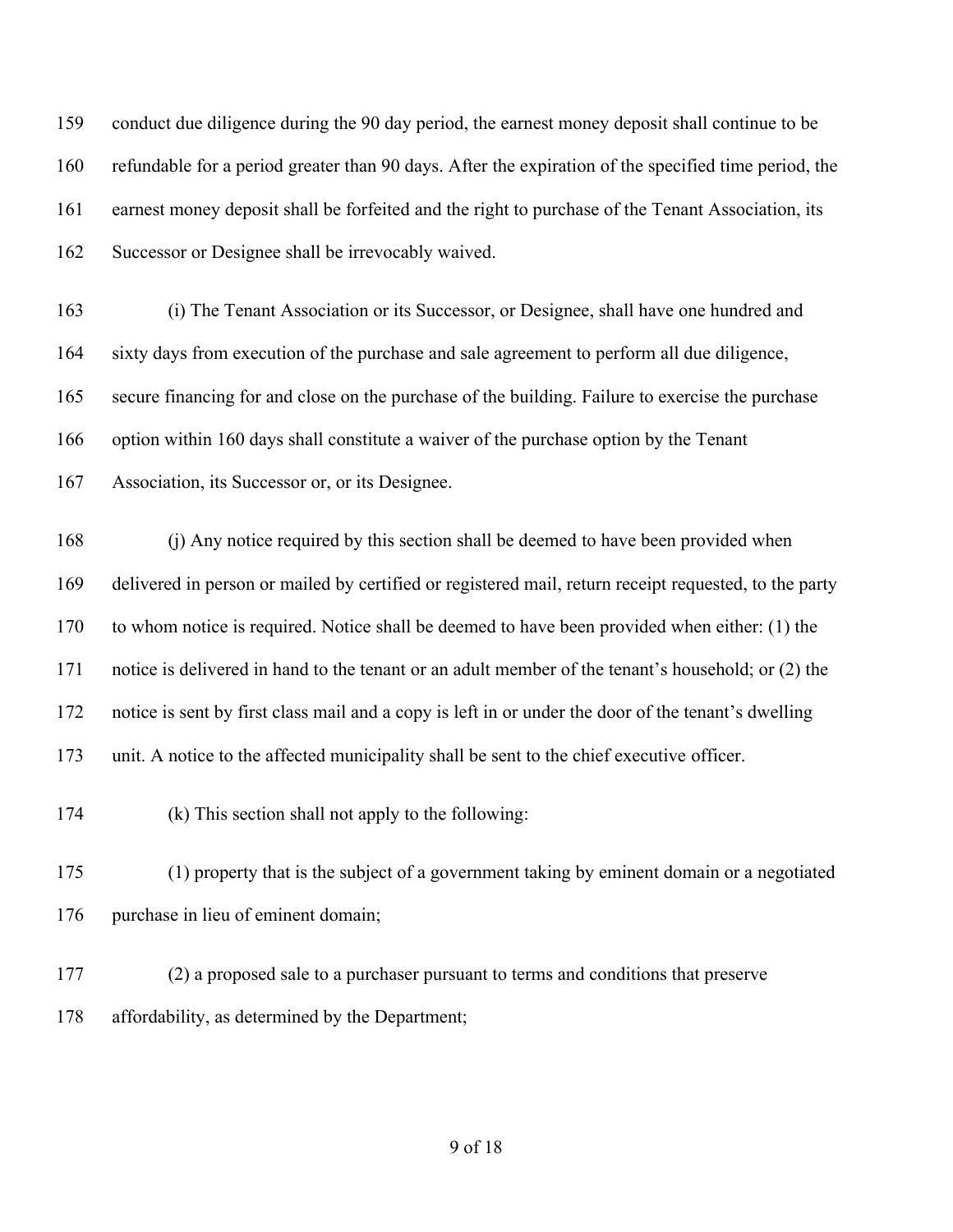conduct due diligence during the 90 day period, the earnest money deposit shall continue to be refundable for a period greater than 90 days. After the expiration of the specified time period, the earnest money deposit shall be forfeited and the right to purchase of the Tenant Association, its Successor or Designee shall be irrevocably waived.

(i) The Tenant Association or its Successor, or Designee, shall have one hundred and sixty days from execution of the purchase and sale agreement to perform all due diligence, secure financing for and close on the purchase of the building. Failure to exercise the purchase option within 160 days shall constitute a waiver of the purchase option by the Tenant Association, its Successor or, or its Designee.

(j) Any notice required by this section shall be deemed to have been provided when delivered in person or mailed by certified or registered mail, return receipt requested, to the party to whom notice is required. Notice shall be deemed to have been provided when either: (1) the notice is delivered in hand to the tenant or an adult member of the tenant's household; or (2) the notice is sent by first class mail and a copy is left in or under the door of the tenant's dwelling unit. A notice to the affected municipality shall be sent to the chief executive officer.

(k) This section shall not apply to the following:

(1) property that is the subject of a government taking by eminent domain or a negotiated purchase in lieu of eminent domain;

(2) a proposed sale to a purchaser pursuant to terms and conditions that preserve affordability, as determined by the Department;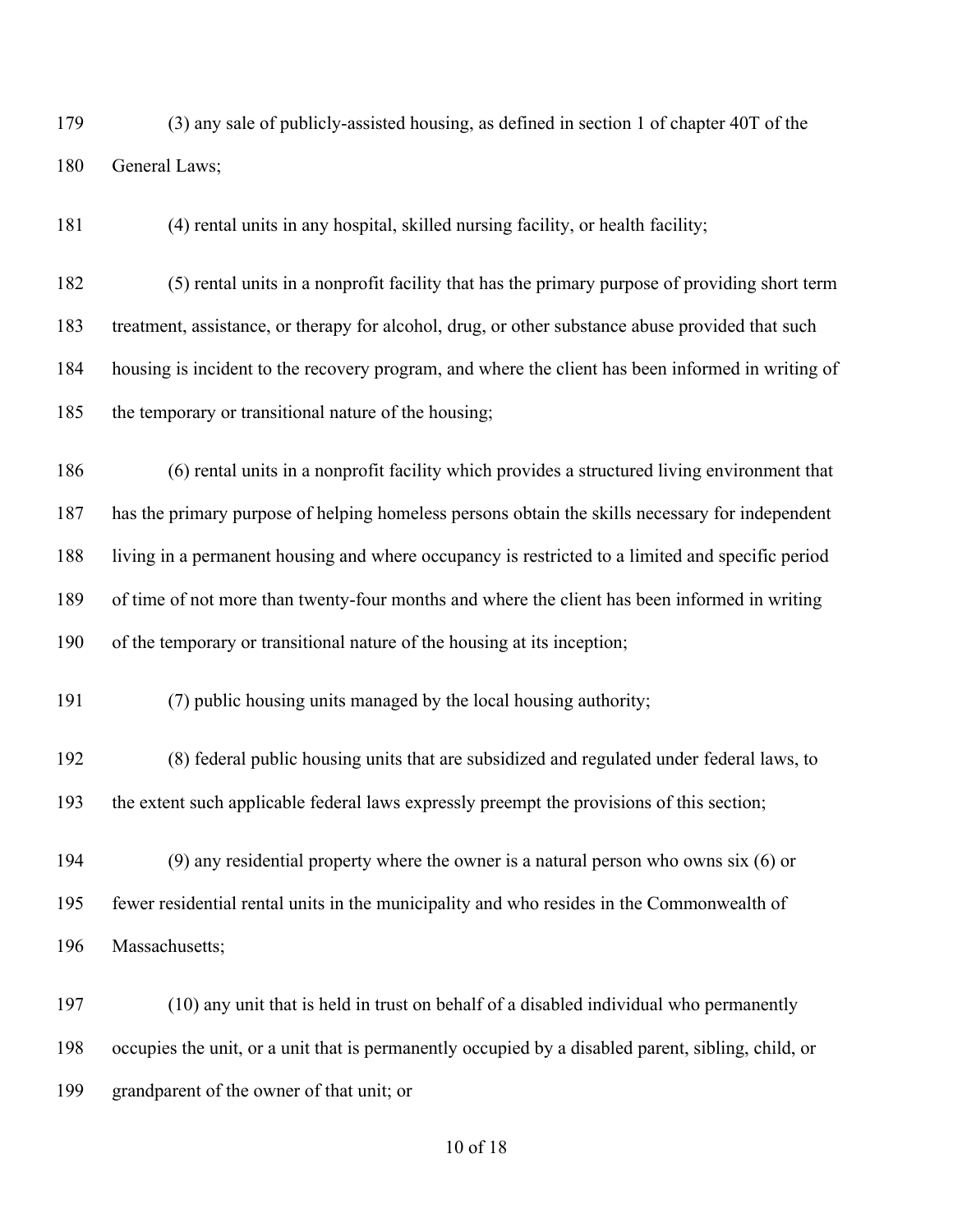(3) any sale of publicly-assisted housing, as defined in section 1 of chapter 40T of the General Laws;

(4) rental units in any hospital, skilled nursing facility, or health facility;

(5) rental units in a nonprofit facility that has the primary purpose of providing short term treatment, assistance, or therapy for alcohol, drug, or other substance abuse provided that such housing is incident to the recovery program, and where the client has been informed in writing of the temporary or transitional nature of the housing;

(6) rental units in a nonprofit facility which provides a structured living environment that has the primary purpose of helping homeless persons obtain the skills necessary for independent living in a permanent housing and where occupancy is restricted to a limited and specific period of time of not more than twenty-four months and where the client has been informed in writing of the temporary or transitional nature of the housing at its inception;

(7) public housing units managed by the local housing authority;

(8) federal public housing units that are subsidized and regulated under federal laws, to the extent such applicable federal laws expressly preempt the provisions of this section;

(9) any residential property where the owner is a natural person who owns six (6) or fewer residential rental units in the municipality and who resides in the Commonwealth of Massachusetts;

(10) any unit that is held in trust on behalf of a disabled individual who permanently occupies the unit, or a unit that is permanently occupied by a disabled parent, sibling, child, or grandparent of the owner of that unit; or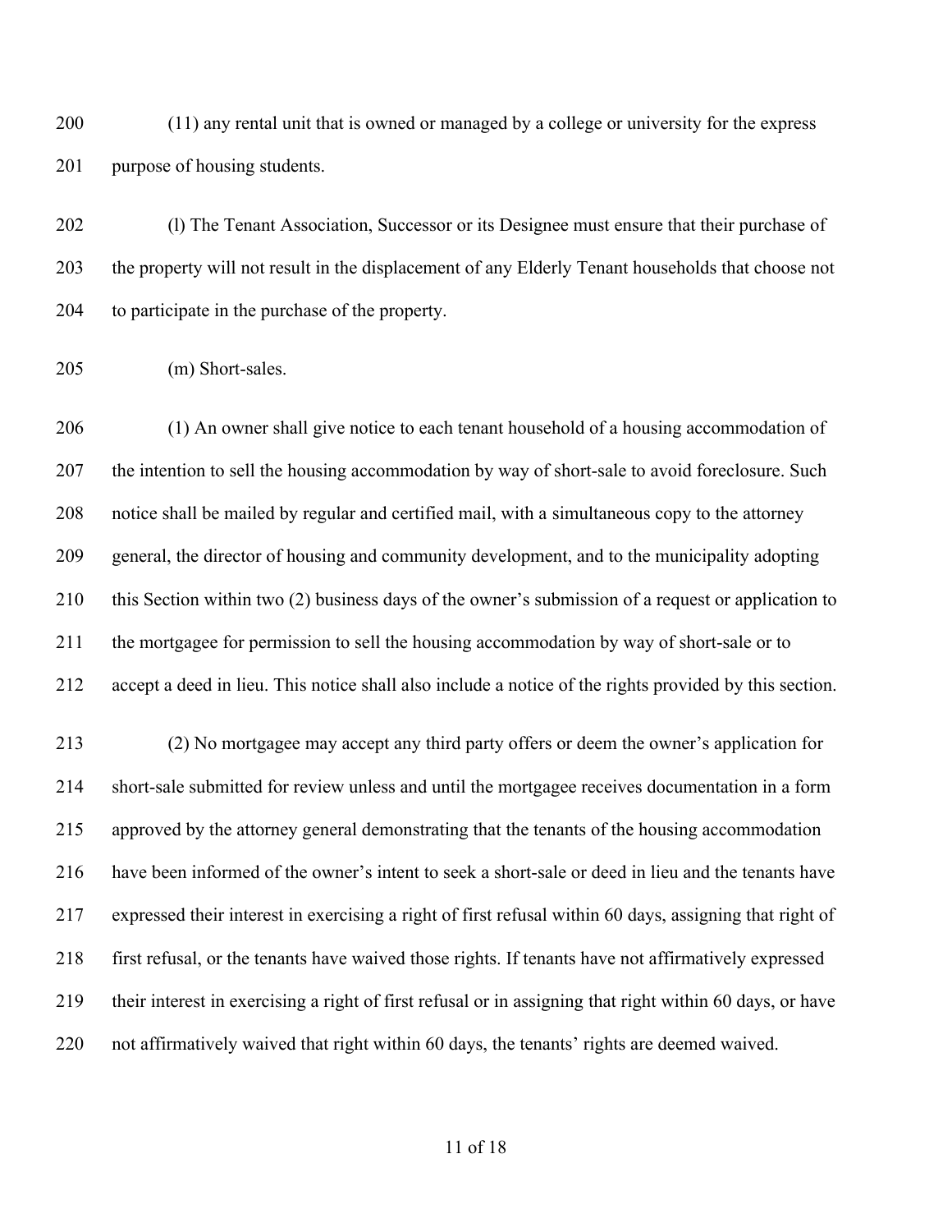(11) any rental unit that is owned or managed by a college or university for the express purpose of housing students.

(l) The Tenant Association, Successor or its Designee must ensure that their purchase of the property will not result in the displacement of any Elderly Tenant households that choose not to participate in the purchase of the property.

(m) Short-sales.

(1) An owner shall give notice to each tenant household of a housing accommodation of the intention to sell the housing accommodation by way of short-sale to avoid foreclosure. Such notice shall be mailed by regular and certified mail, with a simultaneous copy to the attorney general, the director of housing and community development, and to the municipality adopting this Section within two (2) business days of the owner's submission of a request or application to the mortgagee for permission to sell the housing accommodation by way of short-sale or to accept a deed in lieu. This notice shall also include a notice of the rights provided by this section.

(2) No mortgagee may accept any third party offers or deem the owner's application for short-sale submitted for review unless and until the mortgagee receives documentation in a form approved by the attorney general demonstrating that the tenants of the housing accommodation have been informed of the owner's intent to seek a short-sale or deed in lieu and the tenants have expressed their interest in exercising a right of first refusal within 60 days, assigning that right of first refusal, or the tenants have waived those rights. If tenants have not affirmatively expressed their interest in exercising a right of first refusal or in assigning that right within 60 days, or have not affirmatively waived that right within 60 days, the tenants' rights are deemed waived.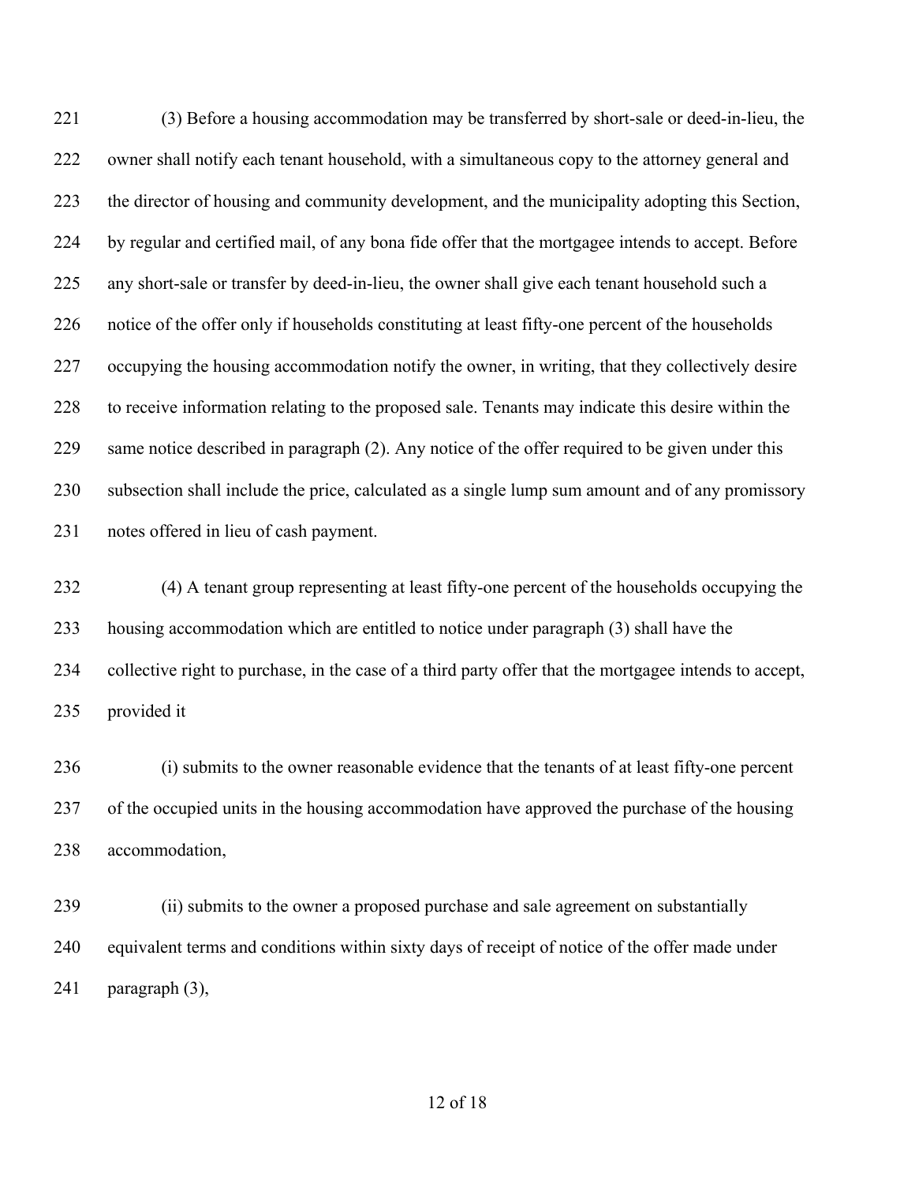(3) Before a housing accommodation may be transferred by short-sale or deed-in-lieu, the owner shall notify each tenant household, with a simultaneous copy to the attorney general and the director of housing and community development, and the municipality adopting this Section, by regular and certified mail, of any bona fide offer that the mortgagee intends to accept. Before any short-sale or transfer by deed-in-lieu, the owner shall give each tenant household such a notice of the offer only if households constituting at least fifty-one percent of the households occupying the housing accommodation notify the owner, in writing, that they collectively desire to receive information relating to the proposed sale. Tenants may indicate this desire within the same notice described in paragraph (2). Any notice of the offer required to be given under this subsection shall include the price, calculated as a single lump sum amount and of any promissory notes offered in lieu of cash payment.

(4) A tenant group representing at least fifty-one percent of the households occupying the housing accommodation which are entitled to notice under paragraph (3) shall have the collective right to purchase, in the case of a third party offer that the mortgagee intends to accept, provided it

(i) submits to the owner reasonable evidence that the tenants of at least fifty-one percent of the occupied units in the housing accommodation have approved the purchase of the housing accommodation,

(ii) submits to the owner a proposed purchase and sale agreement on substantially equivalent terms and conditions within sixty days of receipt of notice of the offer made under paragraph (3),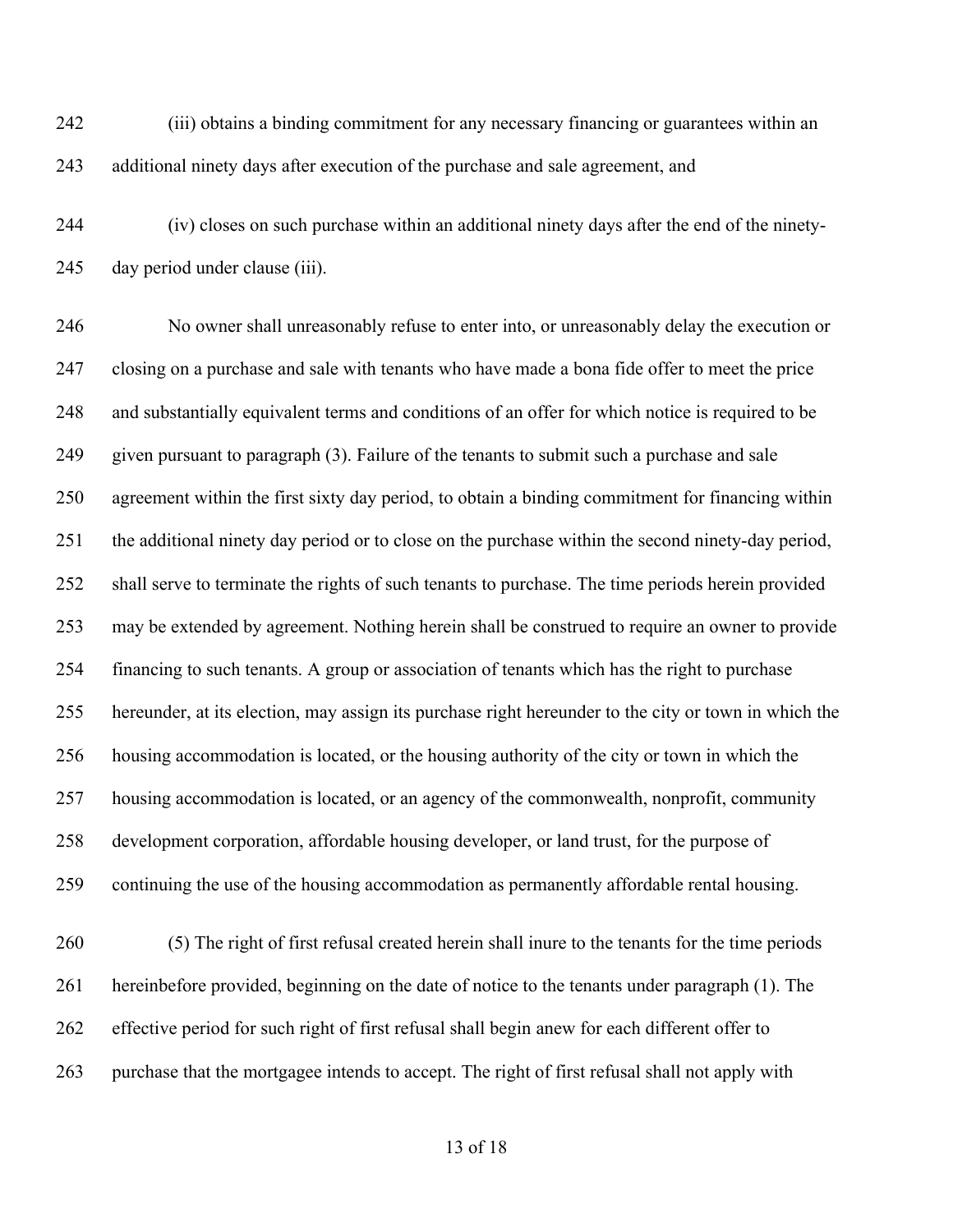(iii) obtains a binding commitment for any necessary financing or guarantees within an additional ninety days after execution of the purchase and sale agreement, and

(iv) closes on such purchase within an additional ninety days after the end of the ninety-day period under clause (iii).

No owner shall unreasonably refuse to enter into, or unreasonably delay the execution or closing on a purchase and sale with tenants who have made a bona fide offer to meet the price and substantially equivalent terms and conditions of an offer for which notice is required to be given pursuant to paragraph (3). Failure of the tenants to submit such a purchase and sale agreement within the first sixty day period, to obtain a binding commitment for financing within the additional ninety day period or to close on the purchase within the second ninety-day period, shall serve to terminate the rights of such tenants to purchase. The time periods herein provided may be extended by agreement. Nothing herein shall be construed to require an owner to provide financing to such tenants. A group or association of tenants which has the right to purchase hereunder, at its election, may assign its purchase right hereunder to the city or town in which the housing accommodation is located, or the housing authority of the city or town in which the housing accommodation is located, or an agency of the commonwealth, nonprofit, community development corporation, affordable housing developer, or land trust, for the purpose of continuing the use of the housing accommodation as permanently affordable rental housing.

(5) The right of first refusal created herein shall inure to the tenants for the time periods hereinbefore provided, beginning on the date of notice to the tenants under paragraph (1). The effective period for such right of first refusal shall begin anew for each different offer to purchase that the mortgagee intends to accept. The right of first refusal shall not apply with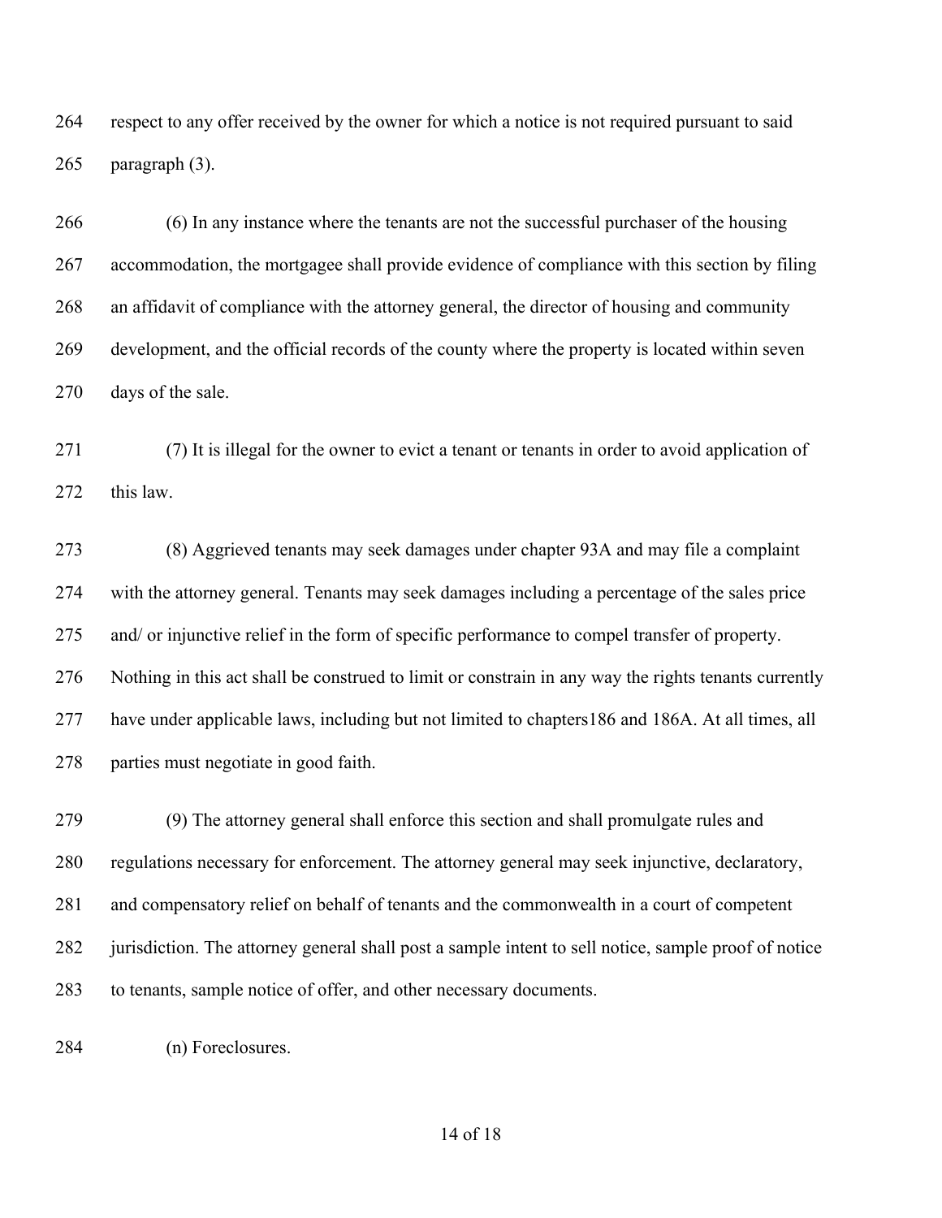respect to any offer received by the owner for which a notice is not required pursuant to said paragraph (3).

(6) In any instance where the tenants are not the successful purchaser of the housing accommodation, the mortgagee shall provide evidence of compliance with this section by filing an affidavit of compliance with the attorney general, the director of housing and community development, and the official records of the county where the property is located within seven days of the sale.

(7) It is illegal for the owner to evict a tenant or tenants in order to avoid application of this law.

(8) Aggrieved tenants may seek damages under chapter 93A and may file a complaint with the attorney general. Tenants may seek damages including a percentage of the sales price and/ or injunctive relief in the form of specific performance to compel transfer of property. Nothing in this act shall be construed to limit or constrain in any way the rights tenants currently have under applicable laws, including but not limited to chapters186 and 186A. At all times, all parties must negotiate in good faith.

(9) The attorney general shall enforce this section and shall promulgate rules and regulations necessary for enforcement. The attorney general may seek injunctive, declaratory, and compensatory relief on behalf of tenants and the commonwealth in a court of competent jurisdiction. The attorney general shall post a sample intent to sell notice, sample proof of notice to tenants, sample notice of offer, and other necessary documents.

(n) Foreclosures.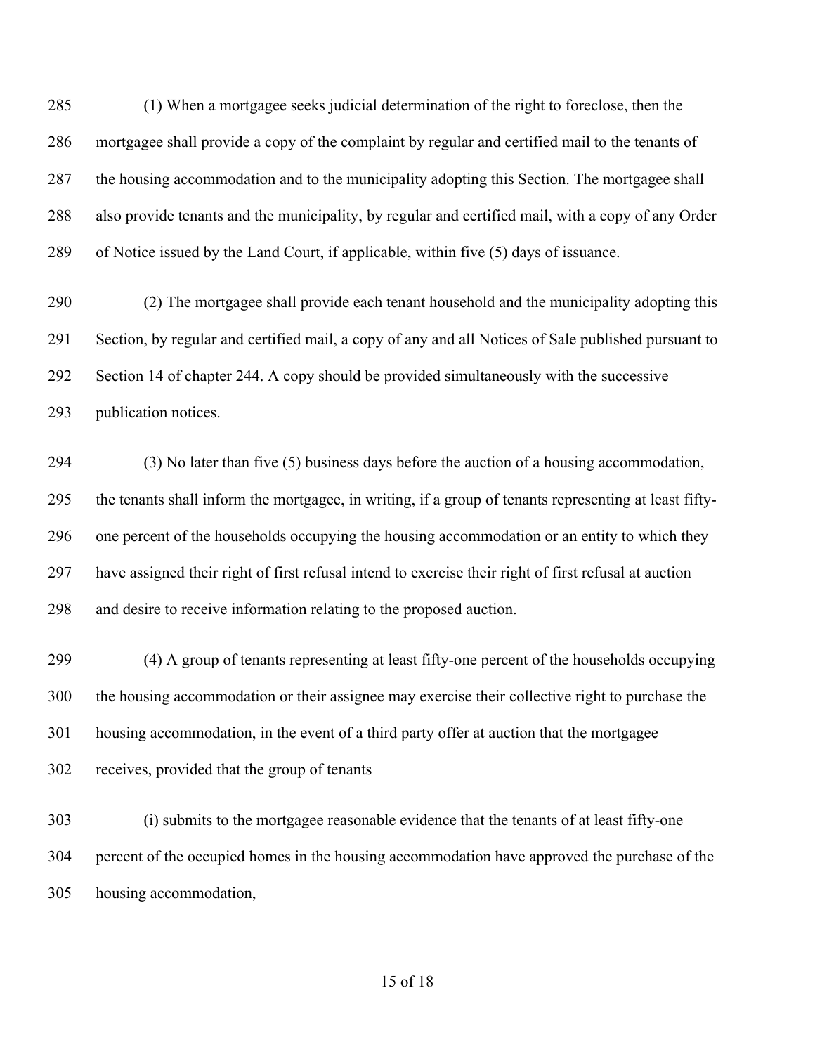(1) When a mortgagee seeks judicial determination of the right to foreclose, then the mortgagee shall provide a copy of the complaint by regular and certified mail to the tenants of the housing accommodation and to the municipality adopting this Section. The mortgagee shall also provide tenants and the municipality, by regular and certified mail, with a copy of any Order of Notice issued by the Land Court, if applicable, within five (5) days of issuance.

(2) The mortgagee shall provide each tenant household and the municipality adopting this Section, by regular and certified mail, a copy of any and all Notices of Sale published pursuant to Section 14 of chapter 244. A copy should be provided simultaneously with the successive publication notices.

(3) No later than five (5) business days before the auction of a housing accommodation, the tenants shall inform the mortgagee, in writing, if a group of tenants representing at least fifty-one percent of the households occupying the housing accommodation or an entity to which they have assigned their right of first refusal intend to exercise their right of first refusal at auction and desire to receive information relating to the proposed auction.

(4) A group of tenants representing at least fifty-one percent of the households occupying the housing accommodation or their assignee may exercise their collective right to purchase the housing accommodation, in the event of a third party offer at auction that the mortgagee receives, provided that the group of tenants

(i) submits to the mortgagee reasonable evidence that the tenants of at least fifty-one percent of the occupied homes in the housing accommodation have approved the purchase of the housing accommodation,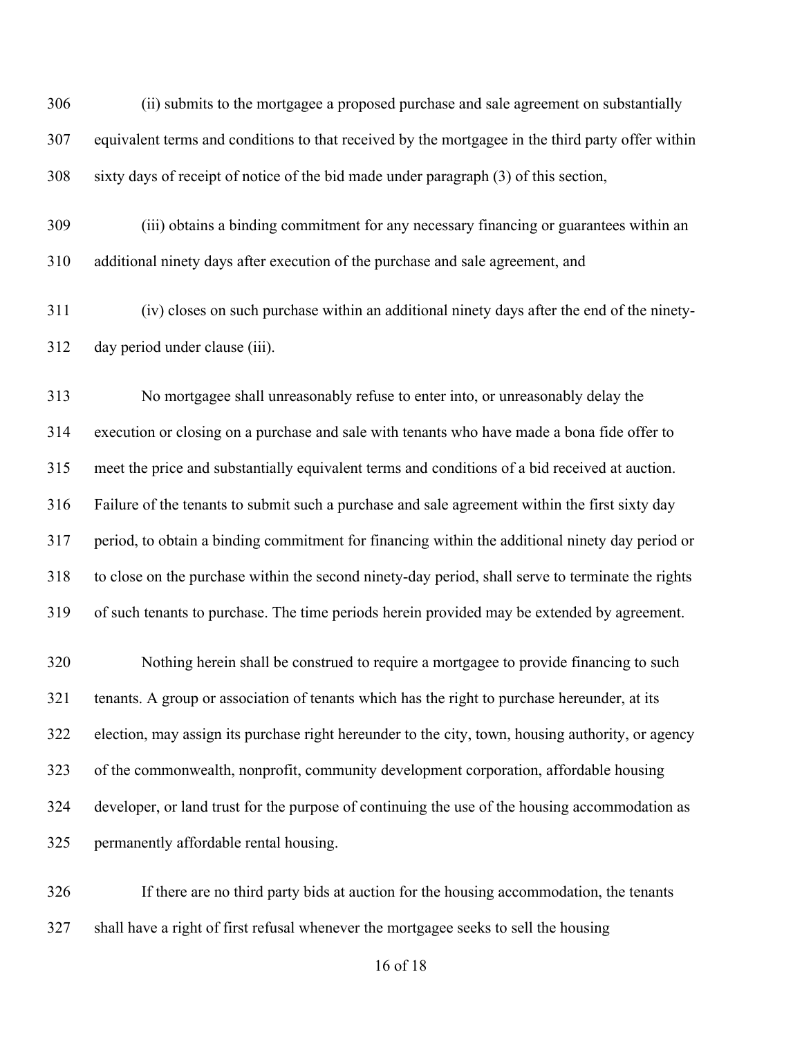(ii) submits to the mortgagee a proposed purchase and sale agreement on substantially equivalent terms and conditions to that received by the mortgagee in the third party offer within sixty days of receipt of notice of the bid made under paragraph (3) of this section,

(iii) obtains a binding commitment for any necessary financing or guarantees within an additional ninety days after execution of the purchase and sale agreement, and

(iv) closes on such purchase within an additional ninety days after the end of the ninety-day period under clause (iii).

No mortgagee shall unreasonably refuse to enter into, or unreasonably delay the execution or closing on a purchase and sale with tenants who have made a bona fide offer to meet the price and substantially equivalent terms and conditions of a bid received at auction. Failure of the tenants to submit such a purchase and sale agreement within the first sixty day period, to obtain a binding commitment for financing within the additional ninety day period or to close on the purchase within the second ninety-day period, shall serve to terminate the rights of such tenants to purchase. The time periods herein provided may be extended by agreement.

Nothing herein shall be construed to require a mortgagee to provide financing to such tenants. A group or association of tenants which has the right to purchase hereunder, at its election, may assign its purchase right hereunder to the city, town, housing authority, or agency of the commonwealth, nonprofit, community development corporation, affordable housing developer, or land trust for the purpose of continuing the use of the housing accommodation as permanently affordable rental housing.

If there are no third party bids at auction for the housing accommodation, the tenants shall have a right of first refusal whenever the mortgagee seeks to sell the housing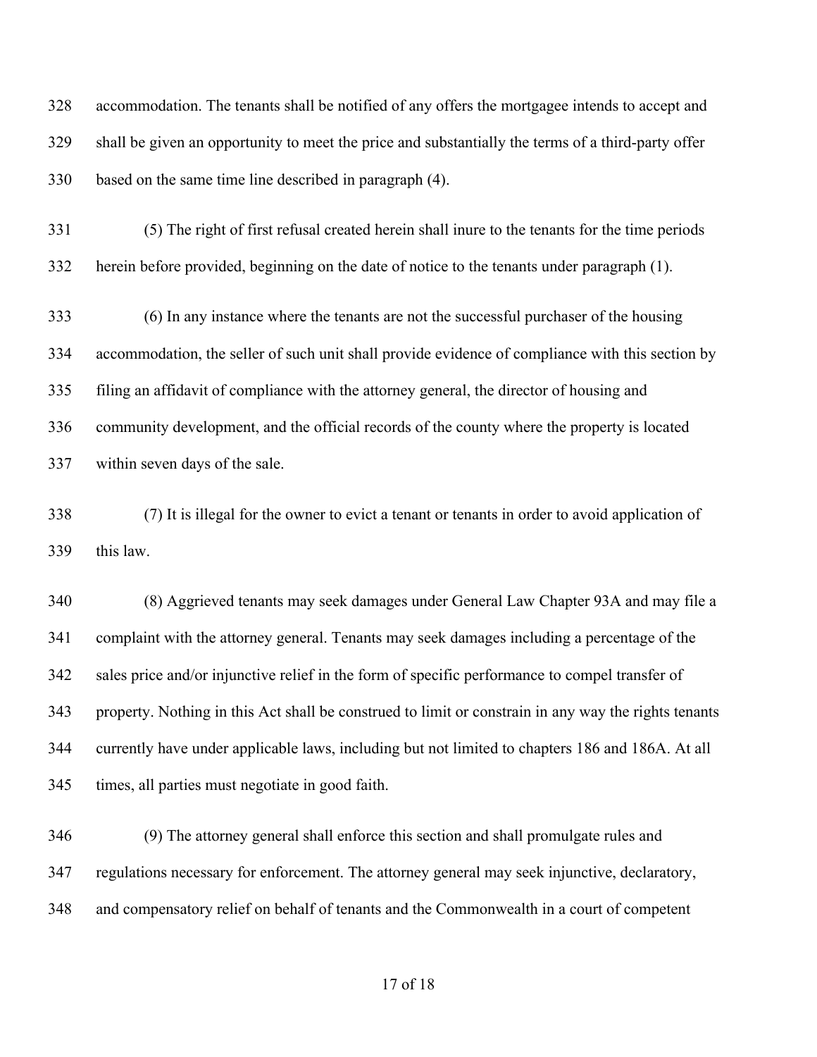accommodation. The tenants shall be notified of any offers the mortgagee intends to accept and shall be given an opportunity to meet the price and substantially the terms of a third-party offer based on the same time line described in paragraph (4).

(5) The right of first refusal created herein shall inure to the tenants for the time periods herein before provided, beginning on the date of notice to the tenants under paragraph (1).

(6) In any instance where the tenants are not the successful purchaser of the housing accommodation, the seller of such unit shall provide evidence of compliance with this section by filing an affidavit of compliance with the attorney general, the director of housing and community development, and the official records of the county where the property is located within seven days of the sale.

(7) It is illegal for the owner to evict a tenant or tenants in order to avoid application of this law.

(8) Aggrieved tenants may seek damages under General Law Chapter 93A and may file a complaint with the attorney general. Tenants may seek damages including a percentage of the sales price and/or injunctive relief in the form of specific performance to compel transfer of property. Nothing in this Act shall be construed to limit or constrain in any way the rights tenants currently have under applicable laws, including but not limited to chapters 186 and 186A. At all times, all parties must negotiate in good faith.

(9) The attorney general shall enforce this section and shall promulgate rules and regulations necessary for enforcement. The attorney general may seek injunctive, declaratory, and compensatory relief on behalf of tenants and the Commonwealth in a court of competent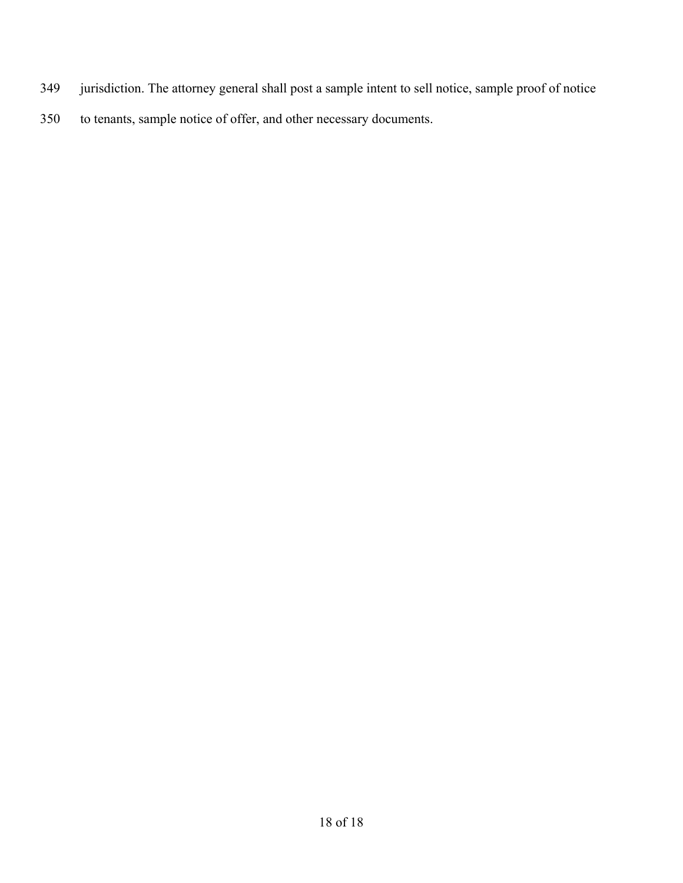349 jurisdiction. The attorney general shall post a sample intent to sell notice, sample proof of notice

350 to tenants, sample notice of offer, and other necessary documents.